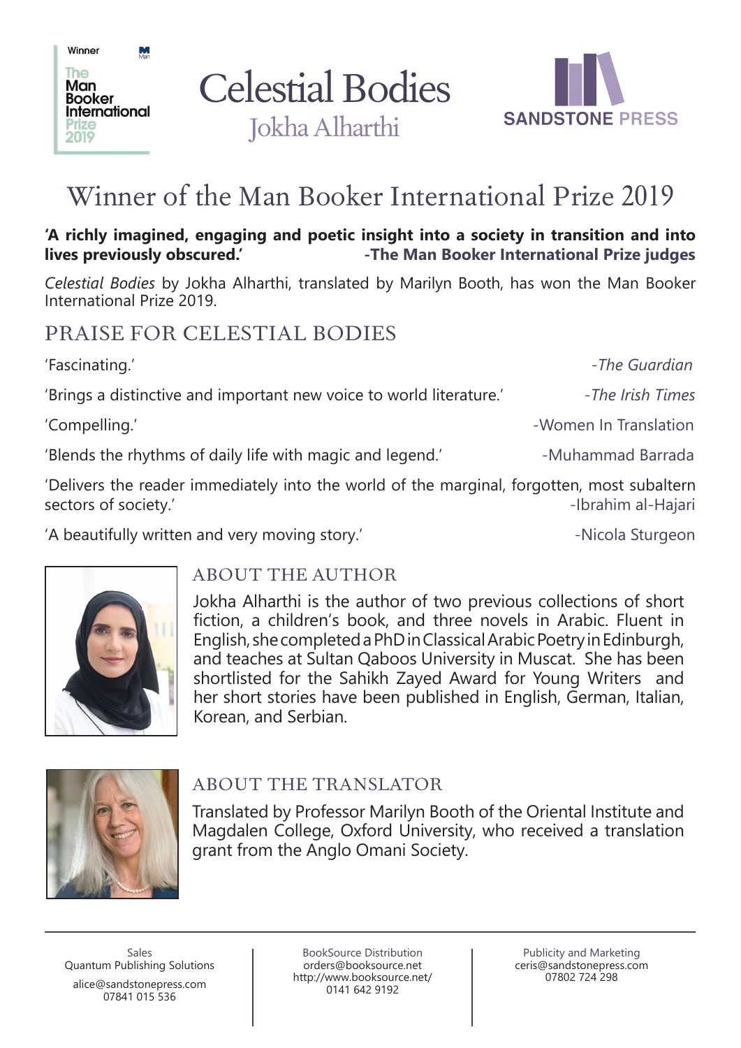Winner

The Man Booker International Prize 2019

# Celestial Bodies

Jokha Alharthi

SANDSTONE PRESS

## Winner of the Man Booker International Prize 2019

**'A richly imagined, engaging and poetic insight into a society in transition and into lives previously obscured.'** **-The Man Booker International Prize judges**

*Celestial Bodies* by Jokha Alharthi, translated by Marilyn Booth, has won the Man Booker International Prize 2019.

## PRAISE FOR CELESTIAL BODIES

'Fascinating.' -*The Guardian*

'Brings a distinctive and important new voice to world literature.' -*The Irish Times*

'Compelling.' -Women In Translation

'Blends the rhythms of daily life with magic and legend.' -Muhammad Barrada

'Delivers the reader immediately into the world of the marginal, forgotten, most subaltern sectors of society.' -Ibrahim al-Hajari

'A beautifully written and very moving story.' -Nicola Sturgeon

## ABOUT THE AUTHOR

Jokha Alharthi is the author of two previous collections of short fiction, a children's book, and three novels in Arabic. Fluent in English, she completed a PhD in Classical Arabic Poetry in Edinburgh, and teaches at Sultan Qaboos University in Muscat. She has been shortlisted for the Sahikh Zayed Award for Young Writers and her short stories have been published in English, German, Italian, Korean, and Serbian.

## ABOUT THE TRANSLATOR

Translated by Professor Marilyn Booth of the Oriental Institute and Magdalen College, Oxford University, who received a translation grant from the Anglo Omani Society.

---

Sales
Quantum Publishing Solutions
alice@sandstonepress.com
07841 015 536

BookSource Distribution
orders@booksource.net
http://www.booksource.net/
0141 642 9192

Publicity and Marketing
ceris@sandstonepress.com
07802 724 298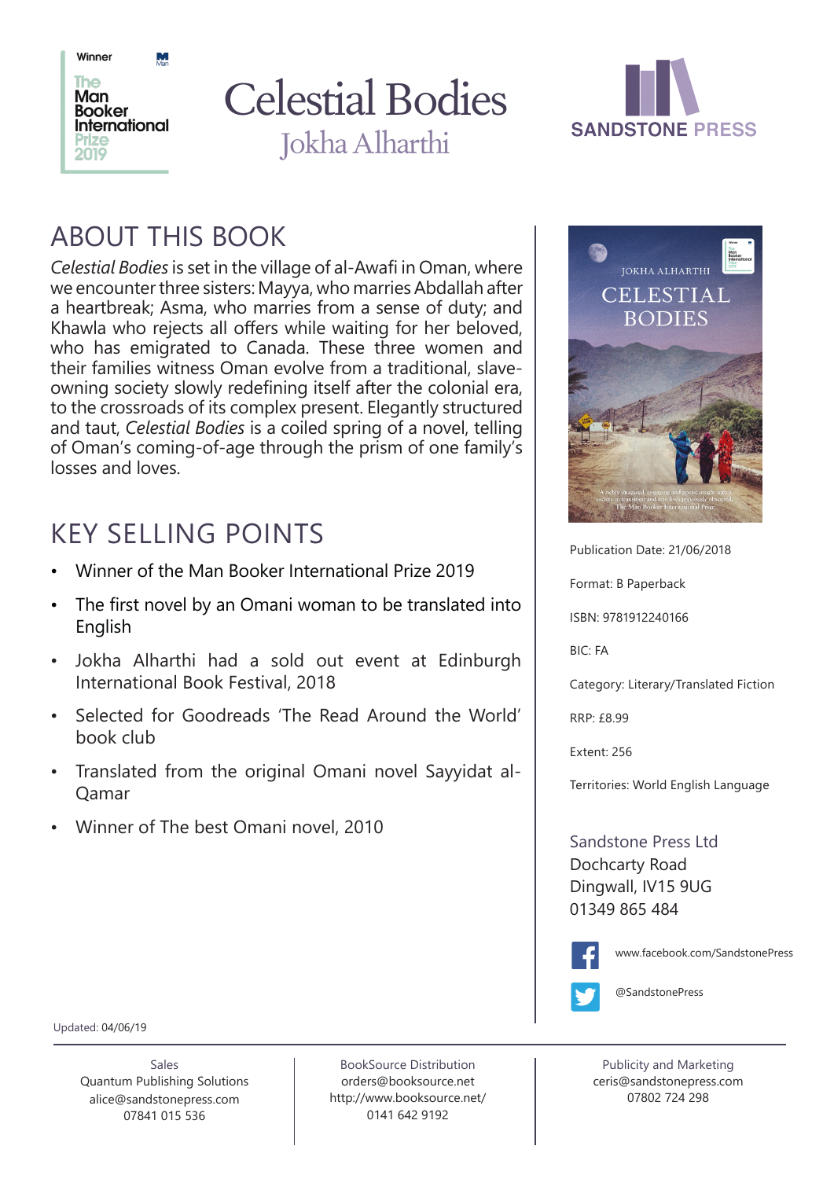Winner

The Man Booker International Prize 2019

# Celestial Bodies

Jokha Alharthi

SANDSTONE PRESS

## ABOUT THIS BOOK

*Celestial Bodies* is set in the village of al-Awafi in Oman, where we encounter three sisters: Mayya, who marries Abdallah after a heartbreak; Asma, who marries from a sense of duty; and Khawla who rejects all offers while waiting for her beloved, who has emigrated to Canada. These three women and their families witness Oman evolve from a traditional, slave-owning society slowly redefining itself after the colonial era, to the crossroads of its complex present. Elegantly structured and taut, *Celestial Bodies* is a coiled spring of a novel, telling of Oman's coming-of-age through the prism of one family's losses and loves.

## KEY SELLING POINTS

- Winner of the Man Booker International Prize 2019
- The first novel by an Omani woman to be translated into English
- Jokha Alharthi had a sold out event at Edinburgh International Book Festival, 2018
- Selected for Goodreads 'The Read Around the World' book club
- Translated from the original Omani novel Sayyidat al-Qamar
- Winner of The best Omani novel, 2010

Publication Date: 21/06/2018

Format: B Paperback

ISBN: 9781912240166

BIC: FA

Category: Literary/Translated Fiction

RRP: £8.99

Extent: 256

Territories: World English Language

Sandstone Press Ltd
Dochcarty Road
Dingwall, IV15 9UG
01349 865 484

www.facebook.com/SandstonePress

@SandstonePress

Updated: 04/06/19

Sales
Quantum Publishing Solutions
alice@sandstonepress.com
07841 015 536

BookSource Distribution
orders@booksource.net
http://www.booksource.net/
0141 642 9192

Publicity and Marketing
ceris@sandstonepress.com
07802 724 298